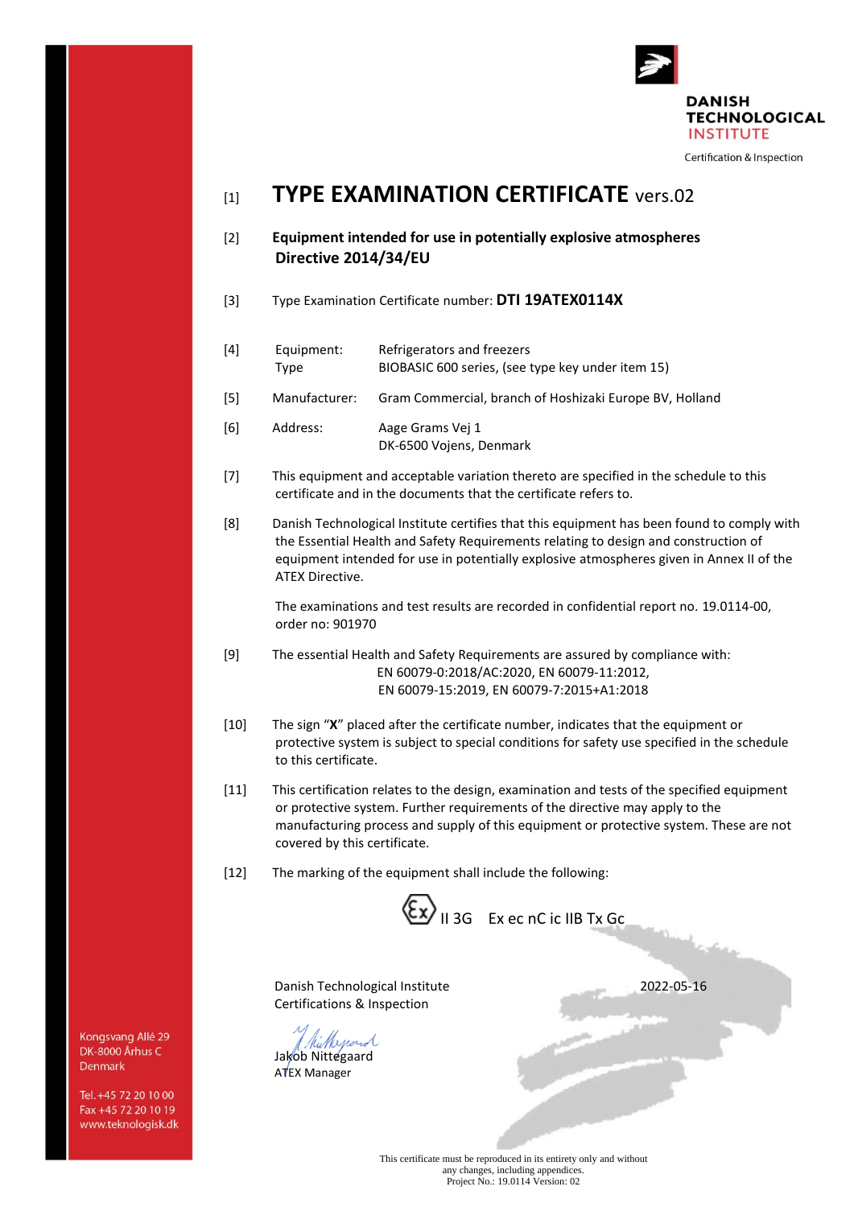**DANISH TECHNOLOGICAL INSTITUTE**

Certification & Inspection

# [1] TYPE EXAMINATION CERTIFICATE vers.02

**[2] Equipment intended for use in potentially explosive atmospheres Directive 2014/34/EU**

[3] Type Examination Certificate number: **DTI 19ATEX0114X**

[4] Equipment: Refrigerators and freezers
Type: BIOBASIC 600 series, (see type key under item 15)

[5] Manufacturer: Gram Commercial, branch of Hoshizaki Europe BV, Holland

[6] Address: Aage Grams Vej 1
DK-6500 Vojens, Denmark

[7] This equipment and acceptable variation thereto are specified in the schedule to this certificate and in the documents that the certificate refers to.

[8] Danish Technological Institute certifies that this equipment has been found to comply with the Essential Health and Safety Requirements relating to design and construction of equipment intended for use in potentially explosive atmospheres given in Annex II of the ATEX Directive.

The examinations and test results are recorded in confidential report no. 19.0114-00, order no: 901970

[9] The essential Health and Safety Requirements are assured by compliance with:
EN 60079-0:2018/AC:2020, EN 60079-11:2012,
EN 60079-15:2019, EN 60079-7:2015+A1:2018

[10] The sign "**X**" placed after the certificate number, indicates that the equipment or protective system is subject to special conditions for safety use specified in the schedule to this certificate.

[11] This certification relates to the design, examination and tests of the specified equipment or protective system. Further requirements of the directive may apply to the manufacturing process and supply of this equipment or protective system. These are not covered by this certificate.

[12] The marking of the equipment shall include the following:

Ex II 3G Ex ec nC ic IIB Tx Gc

Danish Technological Institute
Certifications & Inspection

2022-05-16

Jakob Nittegaard
ATEX Manager

Kongsvang Allé 29
DK-8000 Århus C
Denmark

Tel. +45 72 20 10 00
Fax +45 72 20 10 19
www.teknologisk.dk

This certificate must be reproduced in its entirety only and without any changes, including appendices.
Project No.: 19.0114 Version: 02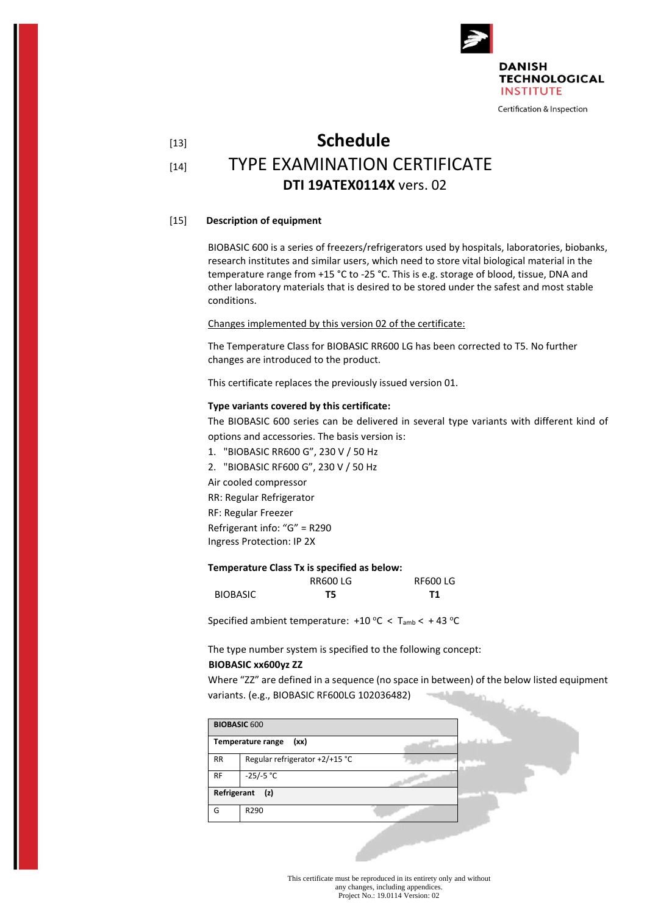[13] **Schedule**

[14] TYPE EXAMINATION CERTIFICATE

**DTI 19ATEX0114X** vers. 02

[15] **Description of equipment**

BIOBASIC 600 is a series of freezers/refrigerators used by hospitals, laboratories, biobanks, research institutes and similar users, which need to store vital biological material in the temperature range from +15 °C to -25 °C. This is e.g. storage of blood, tissue, DNA and other laboratory materials that is desired to be stored under the safest and most stable conditions.

Changes implemented by this version 02 of the certificate:

The Temperature Class for BIOBASIC RR600 LG has been corrected to T5. No further changes are introduced to the product.

This certificate replaces the previously issued version 01.

**Type variants covered by this certificate:**

The BIOBASIC 600 series can be delivered in several type variants with different kind of options and accessories. The basis version is:

1. "BIOBASIC RR600 G", 230 V / 50 Hz
2. "BIOBASIC RF600 G", 230 V / 50 Hz

Air cooled compressor
RR: Regular Refrigerator
RF: Regular Freezer
Refrigerant info: "G" = R290
Ingress Protection: IP 2X

**Temperature Class Tx is specified as below:**

| | RR600 LG | RF600 LG |
|---|---|---|
| BIOBASIC | **T5** | **T1** |

Specified ambient temperature: $+10\ ^{o}C < T_{amb} < +43\ ^{o}C$

The type number system is specified to the following concept:

**BIOBASIC xx600yz ZZ**

Where "ZZ" are defined in a sequence (no space in between) of the below listed equipment variants. (e.g., BIOBASIC RF600LG 102036482)

| **BIOBASIC** 600 | |
|---|---|
| **Temperature range (xx)** | |
| RR | Regular refrigerator +2/+15 °C |
| RF | -25/-5 °C |
| **Refrigerant (z)** | |
| G | R290 |

This certificate must be reproduced in its entirety only and without any changes, including appendices.
Project No.: 19.0114 Version: 02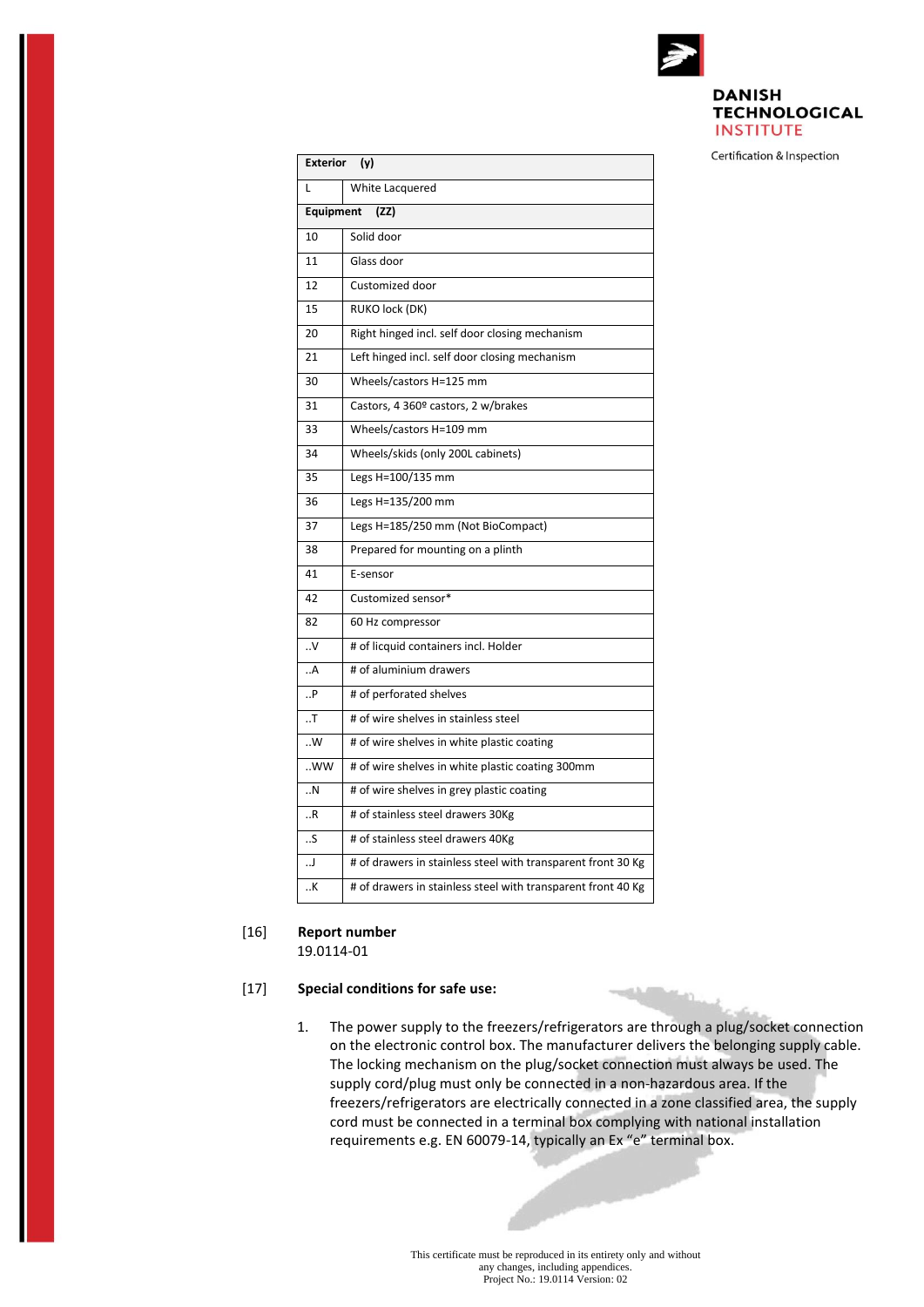| Exterior (y) | |
| --- | --- |
| L | White Lacquered |
| **Equipment (ZZ)** | |
| 10 | Solid door |
| 11 | Glass door |
| 12 | Customized door |
| 15 | RUKO lock (DK) |
| 20 | Right hinged incl. self door closing mechanism |
| 21 | Left hinged incl. self door closing mechanism |
| 30 | Wheels/castors H=125 mm |
| 31 | Castors, 4 360º castors, 2 w/brakes |
| 33 | Wheels/castors H=109 mm |
| 34 | Wheels/skids (only 200L cabinets) |
| 35 | Legs H=100/135 mm |
| 36 | Legs H=135/200 mm |
| 37 | Legs H=185/250 mm (Not BioCompact) |
| 38 | Prepared for mounting on a plinth |
| 41 | E-sensor |
| 42 | Customized sensor* |
| 82 | 60 Hz compressor |
| ..V | # of licquid containers incl. Holder |
| ..A | # of aluminium drawers |
| ..P | # of perforated shelves |
| ..T | # of wire shelves in stainless steel |
| ..W | # of wire shelves in white plastic coating |
| ..WW | # of wire shelves in white plastic coating 300mm |
| ..N | # of wire shelves in grey plastic coating |
| ..R | # of stainless steel drawers 30Kg |
| ..S | # of stainless steel drawers 40Kg |
| ..J | # of drawers in stainless steel with transparent front 30 Kg |
| ..K | # of drawers in stainless steel with transparent front 40 Kg |

[16] **Report number**
19.0114-01

[17] **Special conditions for safe use:**

1. The power supply to the freezers/refrigerators are through a plug/socket connection on the electronic control box. The manufacturer delivers the belonging supply cable. The locking mechanism on the plug/socket connection must always be used. The supply cord/plug must only be connected in a non-hazardous area. If the freezers/refrigerators are electrically connected in a zone classified area, the supply cord must be connected in a terminal box complying with national installation requirements e.g. EN 60079-14, typically an Ex "e" terminal box.

This certificate must be reproduced in its entirety only and without any changes, including appendices.
Project No.: 19.0114 Version: 02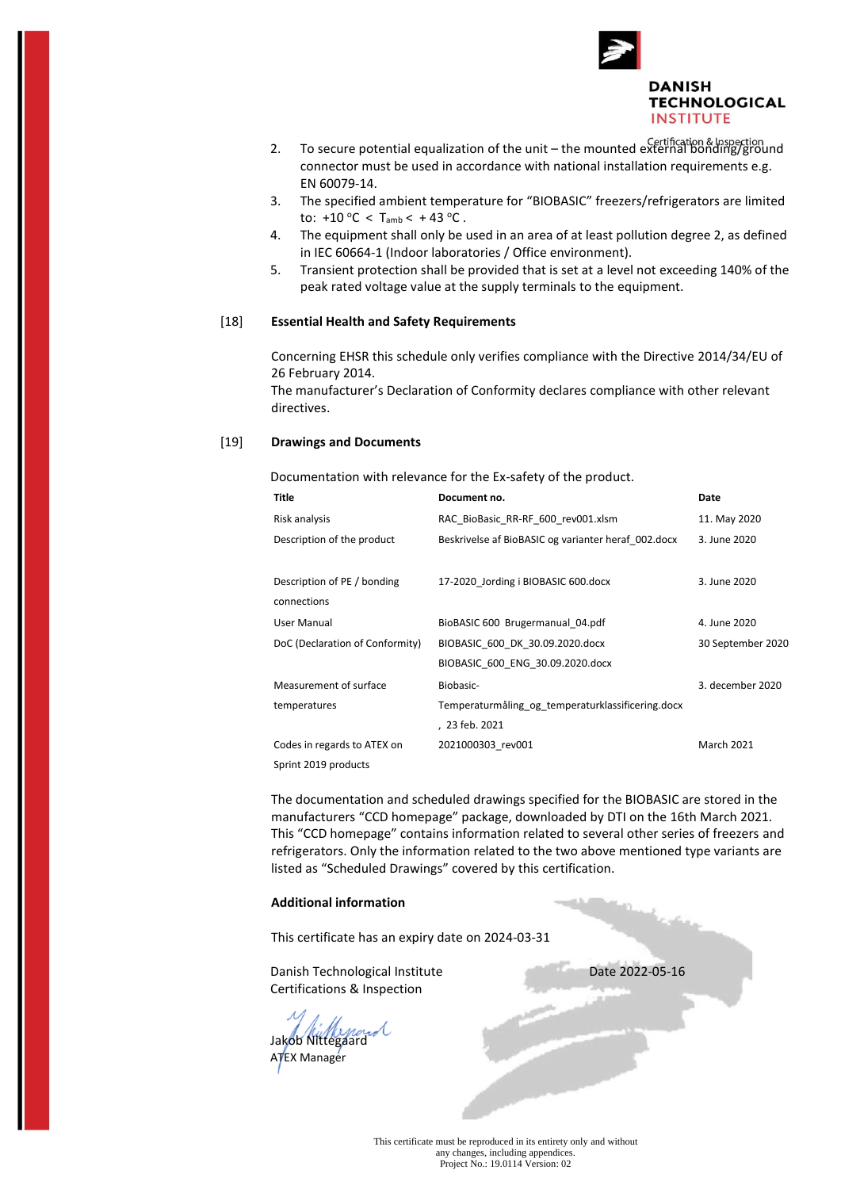2. To secure potential equalization of the unit – the mounted external bonding/ground connector must be used in accordance with national installation requirements e.g. EN 60079-14.
3. The specified ambient temperature for "BIOBASIC" freezers/refrigerators are limited to: +10 °C < $T_{amb}$ < + 43 °C .
4. The equipment shall only be used in an area of at least pollution degree 2, as defined in IEC 60664-1 (Indoor laboratories / Office environment).
5. Transient protection shall be provided that is set at a level not exceeding 140% of the peak rated voltage value at the supply terminals to the equipment.

[18] **Essential Health and Safety Requirements**

Concerning EHSR this schedule only verifies compliance with the Directive 2014/34/EU of 26 February 2014.
The manufacturer's Declaration of Conformity declares compliance with other relevant directives.

[19] **Drawings and Documents**

Documentation with relevance for the Ex-safety of the product.

| Title | Document no. | Date |
|---|---|---|
| Risk analysis | RAC_BioBasic_RR-RF_600_rev001.xlsm | 11. May 2020 |
| Description of the product | Beskrivelse af BioBASIC og varianter heraf_002.docx | 3. June 2020 |
| Description of PE / bonding connections | 17-2020_Jording i BIOBASIC 600.docx | 3. June 2020 |
| User Manual | BioBASIC 600 Brugermanual_04.pdf | 4. June 2020 |
| DoC (Declaration of Conformity) | BIOBASIC_600_DK_30.09.2020.docx<br>BIOBASIC_600_ENG_30.09.2020.docx | 30 September 2020 |
| Measurement of surface temperatures | Biobasic-Temperaturmåling_og_temperaturklassificering.docx , 23 feb. 2021 | 3. december 2020 |
| Codes in regards to ATEX on Sprint 2019 products | 2021000303_rev001 | March 2021 |

The documentation and scheduled drawings specified for the BIOBASIC are stored in the manufacturers "CCD homepage" package, downloaded by DTI on the 16th March 2021. This "CCD homepage" contains information related to several other series of freezers and refrigerators. Only the information related to the two above mentioned type variants are listed as "Scheduled Drawings" covered by this certification.

**Additional information**

This certificate has an expiry date on 2024-03-31

Danish Technological Institute
Certifications & Inspection

Date 2022-05-16

Jakob Nittegaard
ATEX Manager

This certificate must be reproduced in its entirety only and without any changes, including appendices.
Project No.: 19.0114 Version: 02